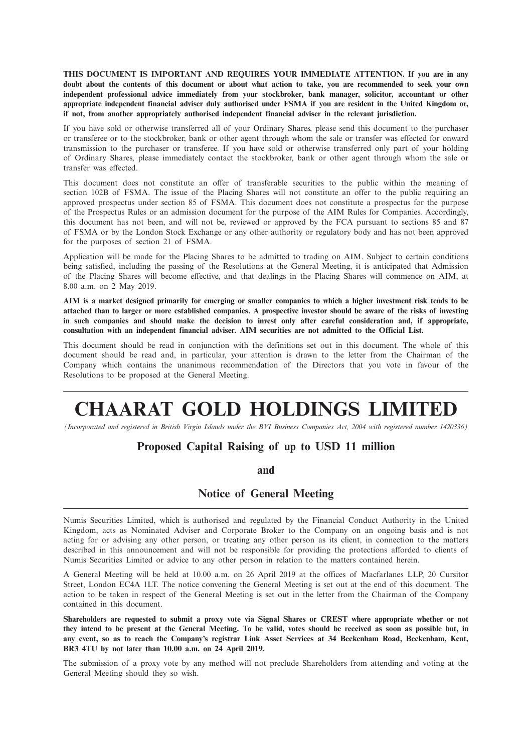**THIS DOCUMENT IS IMPORTANT AND REQUIRES YOUR IMMEDIATE ATTENTION. If you are in any doubt about the contents of this document or about what action to take, you are recommended to seek your own independent professional advice immediately from your stockbroker, bank manager, solicitor, accountant or other appropriate independent financial adviser duly authorised under FSMA if you are resident in the United Kingdom or, if not, from another appropriately authorised independent financial adviser in the relevant jurisdiction.**

If you have sold or otherwise transferred all of your Ordinary Shares, please send this document to the purchaser or transferee or to the stockbroker, bank or other agent through whom the sale or transfer was effected for onward transmission to the purchaser or transferee. If you have sold or otherwise transferred only part of your holding of Ordinary Shares, please immediately contact the stockbroker, bank or other agent through whom the sale or transfer was effected.

This document does not constitute an offer of transferable securities to the public within the meaning of section 102B of FSMA. The issue of the Placing Shares will not constitute an offer to the public requiring an approved prospectus under section 85 of FSMA. This document does not constitute a prospectus for the purpose of the Prospectus Rules or an admission document for the purpose of the AIM Rules for Companies. Accordingly, this document has not been, and will not be, reviewed or approved by the FCA pursuant to sections 85 and 87 of FSMA or by the London Stock Exchange or any other authority or regulatory body and has not been approved for the purposes of section 21 of FSMA.

Application will be made for the Placing Shares to be admitted to trading on AIM. Subject to certain conditions being satisfied, including the passing of the Resolutions at the General Meeting, it is anticipated that Admission of the Placing Shares will become effective, and that dealings in the Placing Shares will commence on AIM, at 8.00 a.m. on 2 May 2019.

**AIM is a market designed primarily for emerging or smaller companies to which a higher investment risk tends to be attached than to larger or more established companies. A prospective investor should be aware of the risks of investing in such companies and should make the decision to invest only after careful consideration and, if appropriate, consultation with an independent financial adviser. AIM securities are not admitted to the Official List.**

This document should be read in conjunction with the definitions set out in this document. The whole of this document should be read and, in particular, your attention is drawn to the letter from the Chairman of the Company which contains the unanimous recommendation of the Directors that you vote in favour of the Resolutions to be proposed at the General Meeting.

# CHAARAT GOLD HOLDINGS LIMITED

*(Incorporated and registered in British Virgin Islands under the BVI Business Companies Act, 2004 with registered number 1420336)*

## Proposed Capital Raising of up to USD 11 million

**and**

## Notice of General Meeting

Numis Securities Limited, which is authorised and regulated by the Financial Conduct Authority in the United Kingdom, acts as Nominated Adviser and Corporate Broker to the Company on an ongoing basis and is not acting for or advising any other person, or treating any other person as its client, in connection to the matters described in this announcement and will not be responsible for providing the protections afforded to clients of Numis Securities Limited or advice to any other person in relation to the matters contained herein.

A General Meeting will be held at 10.00 a.m. on 26 April 2019 at the offices of Macfarlanes LLP, 20 Cursitor Street, London EC4A 1LT. The notice convening the General Meeting is set out at the end of this document. The action to be taken in respect of the General Meeting is set out in the letter from the Chairman of the Company contained in this document.

**Shareholders are requested to submit a proxy vote via Signal Shares or CREST where appropriate whether or not they intend to be present at the General Meeting. To be valid, votes should be received as soon as possible but, in any event, so as to reach the Company's registrar Link Asset Services at 34 Beckenham Road, Beckenham, Kent, BR3 4TU by not later than 10.00 a.m. on 24 April 2019.**

The submission of a proxy vote by any method will not preclude Shareholders from attending and voting at the General Meeting should they so wish.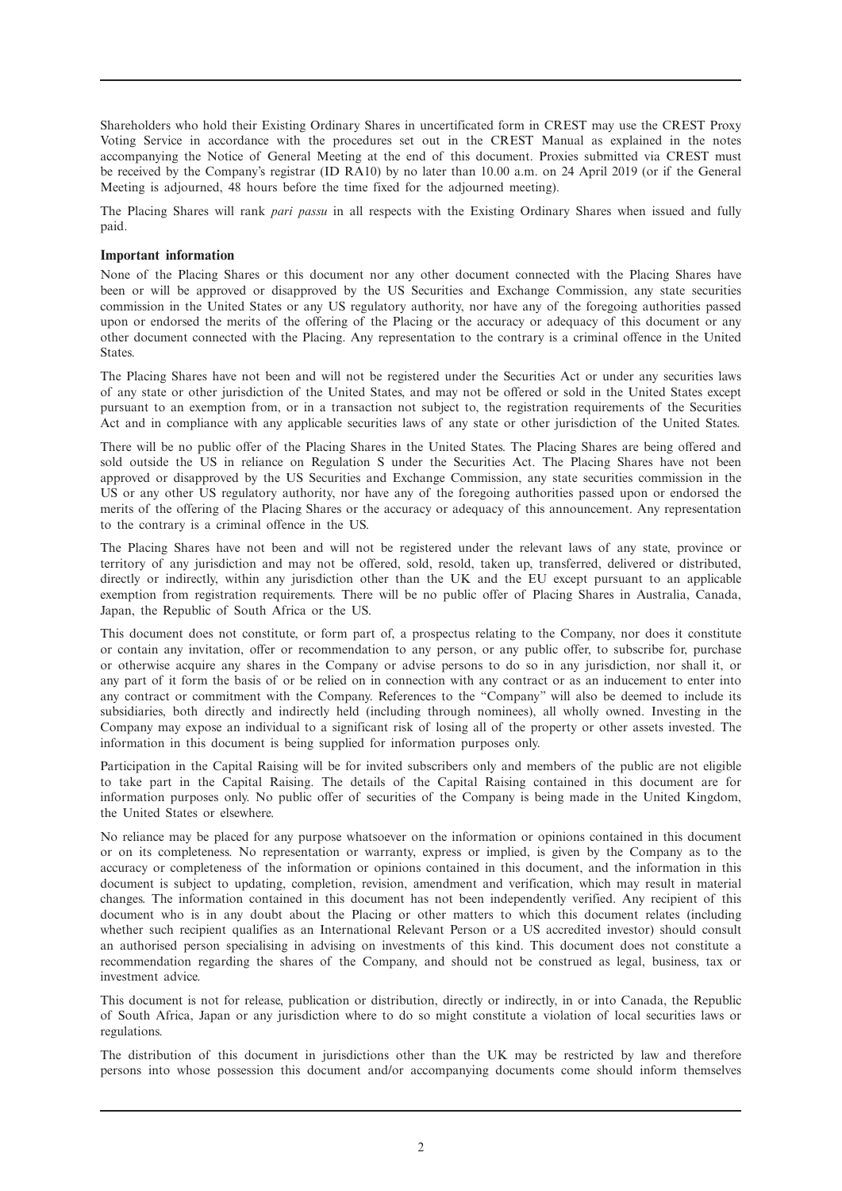Shareholders who hold their Existing Ordinary Shares in uncertificated form in CREST may use the CREST Proxy Voting Service in accordance with the procedures set out in the CREST Manual as explained in the notes accompanying the Notice of General Meeting at the end of this document. Proxies submitted via CREST must be received by the Company's registrar (ID RA10) by no later than 10.00 a.m. on 24 April 2019 (or if the General Meeting is adjourned, 48 hours before the time fixed for the adjourned meeting).

The Placing Shares will rank *pari passu* in all respects with the Existing Ordinary Shares when issued and fully paid.

**Important information**

None of the Placing Shares or this document nor any other document connected with the Placing Shares have been or will be approved or disapproved by the US Securities and Exchange Commission, any state securities commission in the United States or any US regulatory authority, nor have any of the foregoing authorities passed upon or endorsed the merits of the offering of the Placing or the accuracy or adequacy of this document or any other document connected with the Placing. Any representation to the contrary is a criminal offence in the United States.

The Placing Shares have not been and will not be registered under the Securities Act or under any securities laws of any state or other jurisdiction of the United States, and may not be offered or sold in the United States except pursuant to an exemption from, or in a transaction not subject to, the registration requirements of the Securities Act and in compliance with any applicable securities laws of any state or other jurisdiction of the United States.

There will be no public offer of the Placing Shares in the United States. The Placing Shares are being offered and sold outside the US in reliance on Regulation S under the Securities Act. The Placing Shares have not been approved or disapproved by the US Securities and Exchange Commission, any state securities commission in the US or any other US regulatory authority, nor have any of the foregoing authorities passed upon or endorsed the merits of the offering of the Placing Shares or the accuracy or adequacy of this announcement. Any representation to the contrary is a criminal offence in the US.

The Placing Shares have not been and will not be registered under the relevant laws of any state, province or territory of any jurisdiction and may not be offered, sold, resold, taken up, transferred, delivered or distributed, directly or indirectly, within any jurisdiction other than the UK and the EU except pursuant to an applicable exemption from registration requirements. There will be no public offer of Placing Shares in Australia, Canada, Japan, the Republic of South Africa or the US.

This document does not constitute, or form part of, a prospectus relating to the Company, nor does it constitute or contain any invitation, offer or recommendation to any person, or any public offer, to subscribe for, purchase or otherwise acquire any shares in the Company or advise persons to do so in any jurisdiction, nor shall it, or any part of it form the basis of or be relied on in connection with any contract or as an inducement to enter into any contract or commitment with the Company. References to the "Company" will also be deemed to include its subsidiaries, both directly and indirectly held (including through nominees), all wholly owned. Investing in the Company may expose an individual to a significant risk of losing all of the property or other assets invested. The information in this document is being supplied for information purposes only.

Participation in the Capital Raising will be for invited subscribers only and members of the public are not eligible to take part in the Capital Raising. The details of the Capital Raising contained in this document are for information purposes only. No public offer of securities of the Company is being made in the United Kingdom, the United States or elsewhere.

No reliance may be placed for any purpose whatsoever on the information or opinions contained in this document or on its completeness. No representation or warranty, express or implied, is given by the Company as to the accuracy or completeness of the information or opinions contained in this document, and the information in this document is subject to updating, completion, revision, amendment and verification, which may result in material changes. The information contained in this document has not been independently verified. Any recipient of this document who is in any doubt about the Placing or other matters to which this document relates (including whether such recipient qualifies as an International Relevant Person or a US accredited investor) should consult an authorised person specialising in advising on investments of this kind. This document does not constitute a recommendation regarding the shares of the Company, and should not be construed as legal, business, tax or investment advice.

This document is not for release, publication or distribution, directly or indirectly, in or into Canada, the Republic of South Africa, Japan or any jurisdiction where to do so might constitute a violation of local securities laws or regulations.

The distribution of this document in jurisdictions other than the UK may be restricted by law and therefore persons into whose possession this document and/or accompanying documents come should inform themselves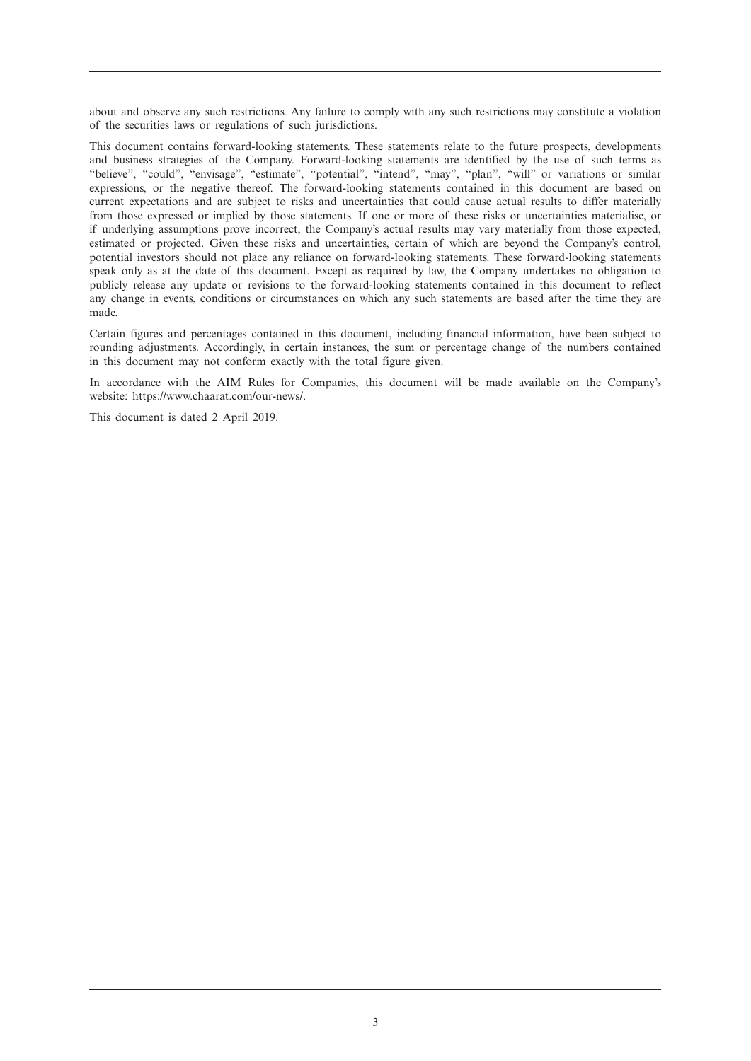about and observe any such restrictions. Any failure to comply with any such restrictions may constitute a violation of the securities laws or regulations of such jurisdictions.

This document contains forward-looking statements. These statements relate to the future prospects, developments and business strategies of the Company. Forward-looking statements are identified by the use of such terms as "believe", "could", "envisage", "estimate", "potential", "intend", "may", "plan", "will" or variations or similar expressions, or the negative thereof. The forward-looking statements contained in this document are based on current expectations and are subject to risks and uncertainties that could cause actual results to differ materially from those expressed or implied by those statements. If one or more of these risks or uncertainties materialise, or if underlying assumptions prove incorrect, the Company's actual results may vary materially from those expected, estimated or projected. Given these risks and uncertainties, certain of which are beyond the Company's control, potential investors should not place any reliance on forward-looking statements. These forward-looking statements speak only as at the date of this document. Except as required by law, the Company undertakes no obligation to publicly release any update or revisions to the forward-looking statements contained in this document to reflect any change in events, conditions or circumstances on which any such statements are based after the time they are made.

Certain figures and percentages contained in this document, including financial information, have been subject to rounding adjustments. Accordingly, in certain instances, the sum or percentage change of the numbers contained in this document may not conform exactly with the total figure given.

In accordance with the AIM Rules for Companies, this document will be made available on the Company's website: https://www.chaarat.com/our-news/.

This document is dated 2 April 2019.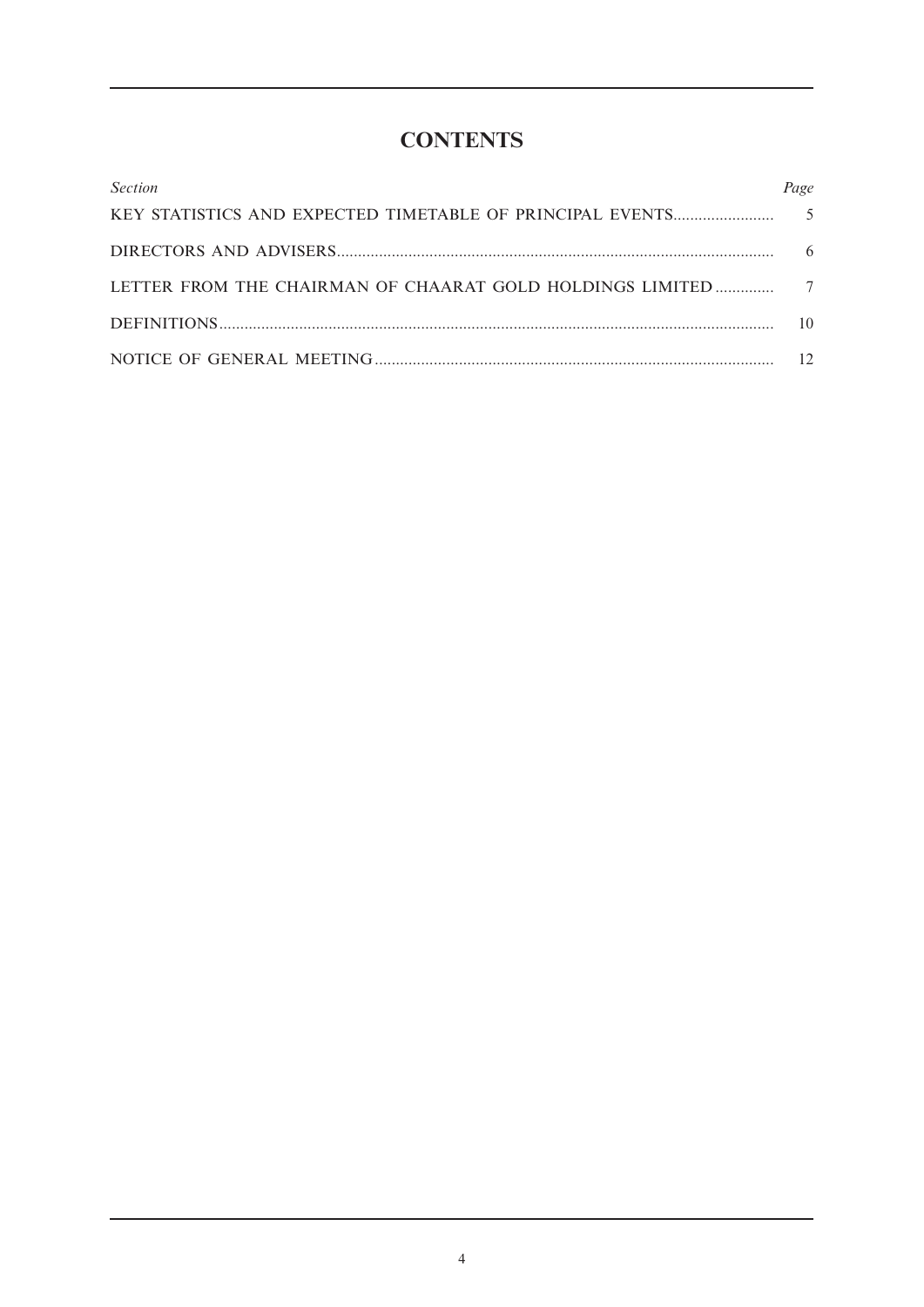# CONTENTS

| *Section* | *Page* |
| --- | --- |
| KEY STATISTICS AND EXPECTED TIMETABLE OF PRINCIPAL EVENTS | 5 |
| DIRECTORS AND ADVISERS | 6 |
| LETTER FROM THE CHAIRMAN OF CHAARAT GOLD HOLDINGS LIMITED | 7 |
| DEFINITIONS | 10 |
| NOTICE OF GENERAL MEETING | 12 |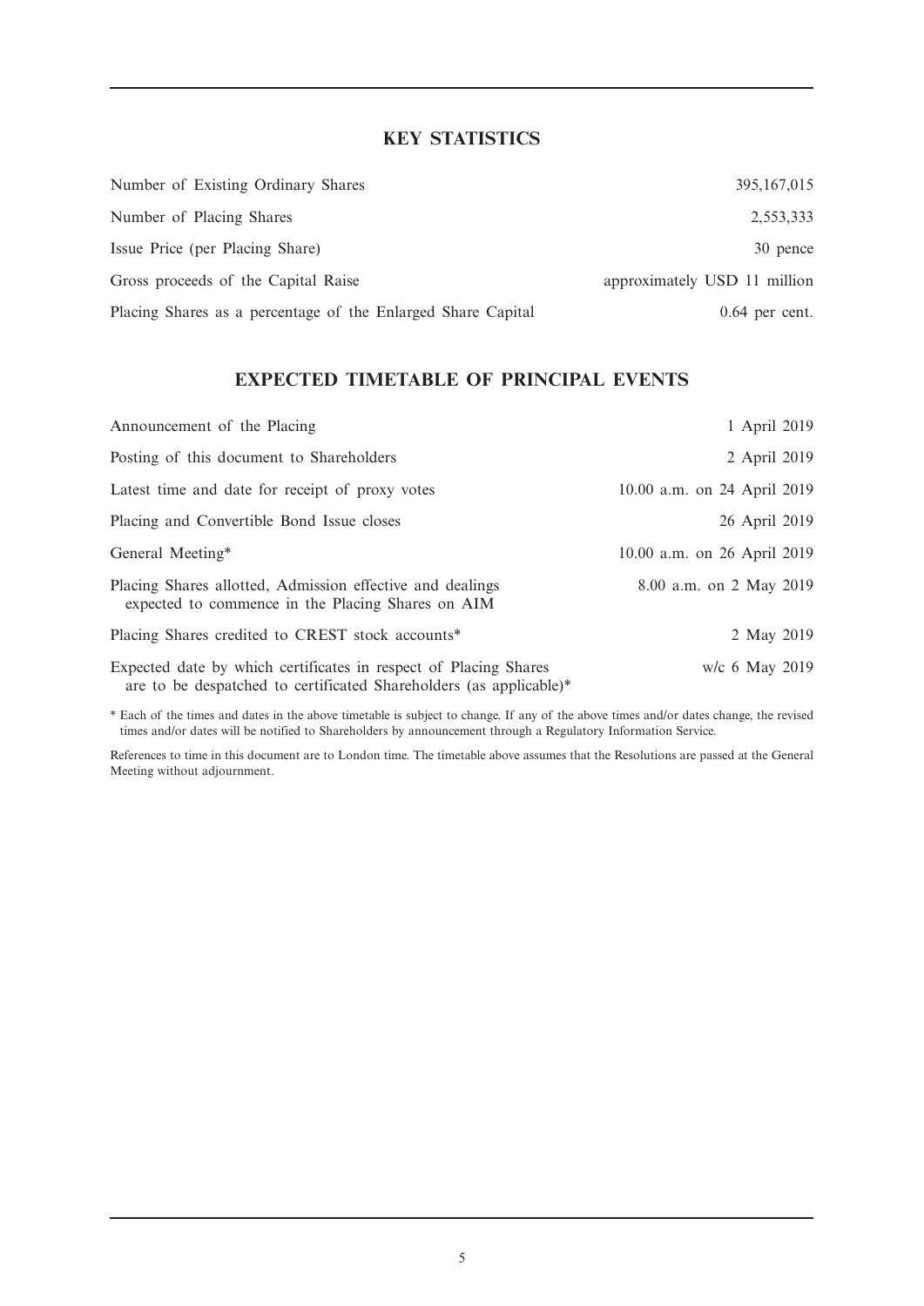## KEY STATISTICS

| | |
|---|---|
| Number of Existing Ordinary Shares | 395,167,015 |
| Number of Placing Shares | 2,553,333 |
| Issue Price (per Placing Share) | 30 pence |
| Gross proceeds of the Capital Raise | approximately USD 11 million |
| Placing Shares as a percentage of the Enlarged Share Capital | 0.64 per cent. |

## EXPECTED TIMETABLE OF PRINCIPAL EVENTS

| | |
|---|---|
| Announcement of the Placing | 1 April 2019 |
| Posting of this document to Shareholders | 2 April 2019 |
| Latest time and date for receipt of proxy votes | 10.00 a.m. on 24 April 2019 |
| Placing and Convertible Bond Issue closes | 26 April 2019 |
| General Meeting* | 10.00 a.m. on 26 April 2019 |
| Placing Shares allotted, Admission effective and dealings expected to commence in the Placing Shares on AIM | 8.00 a.m. on 2 May 2019 |
| Placing Shares credited to CREST stock accounts* | 2 May 2019 |
| Expected date by which certificates in respect of Placing Shares are to be despatched to certificated Shareholders (as applicable)* | w/c 6 May 2019 |

* Each of the times and dates in the above timetable is subject to change. If any of the above times and/or dates change, the revised times and/or dates will be notified to Shareholders by announcement through a Regulatory Information Service.

References to time in this document are to London time. The timetable above assumes that the Resolutions are passed at the General Meeting without adjournment.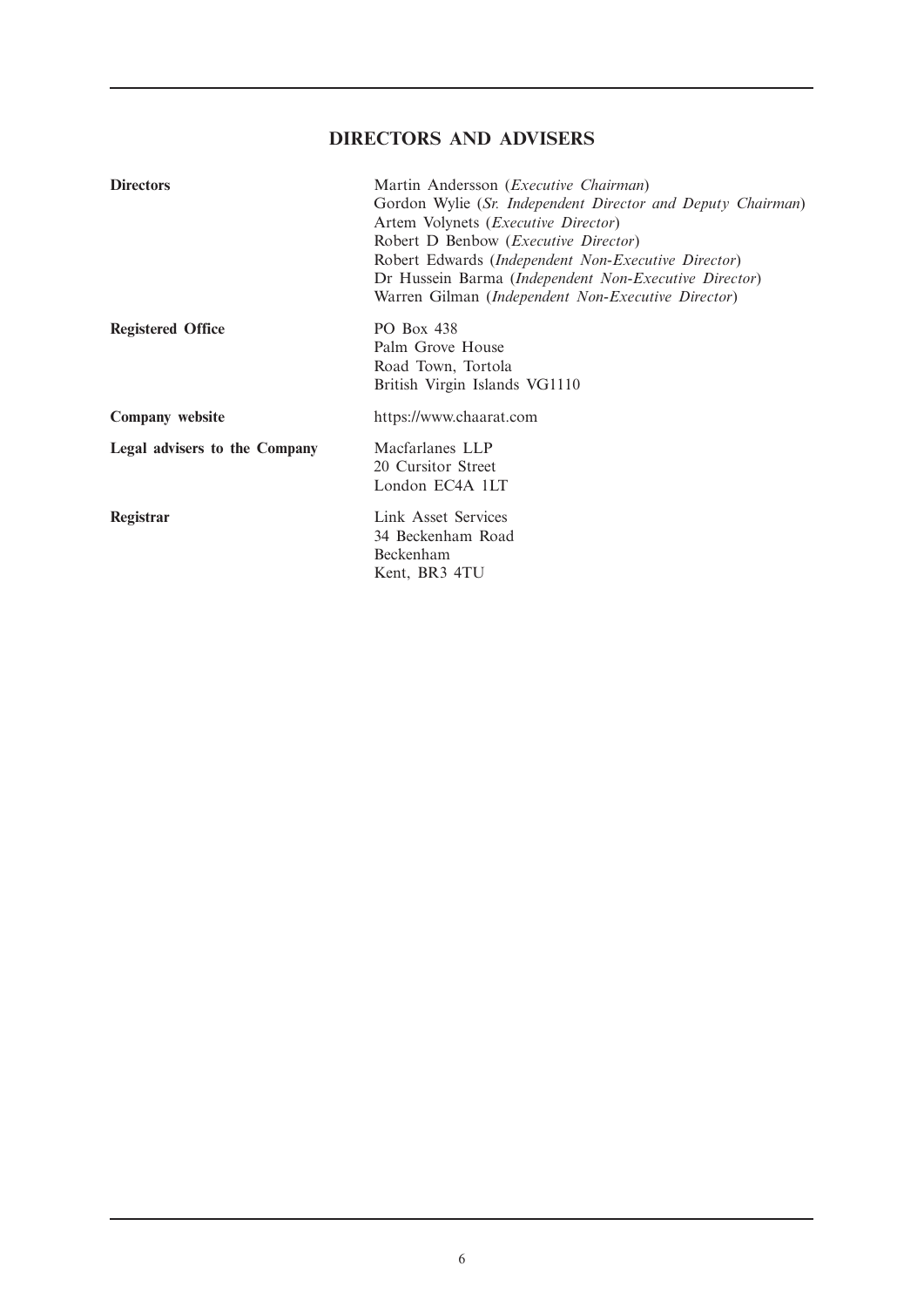## DIRECTORS AND ADVISERS

| | |
|---|---|
| **Directors** | Martin Andersson (*Executive Chairman*)<br>Gordon Wylie (*Sr. Independent Director and Deputy Chairman*)<br>Artem Volynets (*Executive Director*)<br>Robert D Benbow (*Executive Director*)<br>Robert Edwards (*Independent Non-Executive Director*)<br>Dr Hussein Barma (*Independent Non-Executive Director*)<br>Warren Gilman (*Independent Non-Executive Director*) |
| **Registered Office** | PO Box 438<br>Palm Grove House<br>Road Town, Tortola<br>British Virgin Islands VG1110 |
| **Company website** | https://www.chaarat.com |
| **Legal advisers to the Company** | Macfarlanes LLP<br>20 Cursitor Street<br>London EC4A 1LT |
| **Registrar** | Link Asset Services<br>34 Beckenham Road<br>Beckenham<br>Kent, BR3 4TU |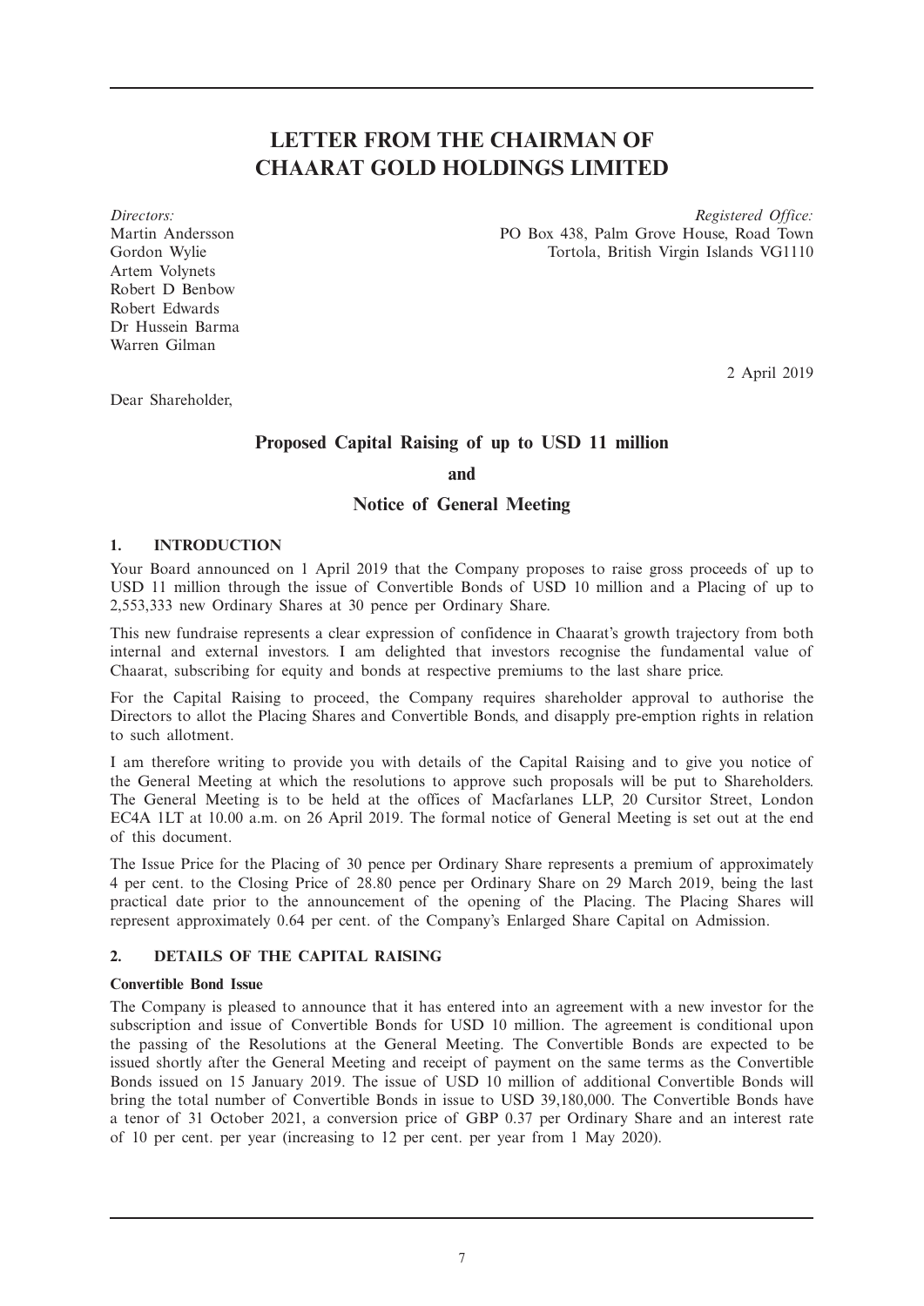# LETTER FROM THE CHAIRMAN OF CHAARAT GOLD HOLDINGS LIMITED

*Directors:*
Martin Andersson
Gordon Wylie
Artem Volynets
Robert D Benbow
Robert Edwards
Dr Hussein Barma
Warren Gilman

*Registered Office:*
PO Box 438, Palm Grove House, Road Town
Tortola, British Virgin Islands VG1110

2 April 2019

Dear Shareholder,

## Proposed Capital Raising of up to USD 11 million

**and**

## Notice of General Meeting

### 1. INTRODUCTION

Your Board announced on 1 April 2019 that the Company proposes to raise gross proceeds of up to USD 11 million through the issue of Convertible Bonds of USD 10 million and a Placing of up to 2,553,333 new Ordinary Shares at 30 pence per Ordinary Share.

This new fundraise represents a clear expression of confidence in Chaarat's growth trajectory from both internal and external investors. I am delighted that investors recognise the fundamental value of Chaarat, subscribing for equity and bonds at respective premiums to the last share price.

For the Capital Raising to proceed, the Company requires shareholder approval to authorise the Directors to allot the Placing Shares and Convertible Bonds, and disapply pre-emption rights in relation to such allotment.

I am therefore writing to provide you with details of the Capital Raising and to give you notice of the General Meeting at which the resolutions to approve such proposals will be put to Shareholders. The General Meeting is to be held at the offices of Macfarlanes LLP, 20 Cursitor Street, London EC4A 1LT at 10.00 a.m. on 26 April 2019. The formal notice of General Meeting is set out at the end of this document.

The Issue Price for the Placing of 30 pence per Ordinary Share represents a premium of approximately 4 per cent. to the Closing Price of 28.80 pence per Ordinary Share on 29 March 2019, being the last practical date prior to the announcement of the opening of the Placing. The Placing Shares will represent approximately 0.64 per cent. of the Company's Enlarged Share Capital on Admission.

### 2. DETAILS OF THE CAPITAL RAISING

**Convertible Bond Issue**

The Company is pleased to announce that it has entered into an agreement with a new investor for the subscription and issue of Convertible Bonds for USD 10 million. The agreement is conditional upon the passing of the Resolutions at the General Meeting. The Convertible Bonds are expected to be issued shortly after the General Meeting and receipt of payment on the same terms as the Convertible Bonds issued on 15 January 2019. The issue of USD 10 million of additional Convertible Bonds will bring the total number of Convertible Bonds in issue to USD 39,180,000. The Convertible Bonds have a tenor of 31 October 2021, a conversion price of GBP 0.37 per Ordinary Share and an interest rate of 10 per cent. per year (increasing to 12 per cent. per year from 1 May 2020).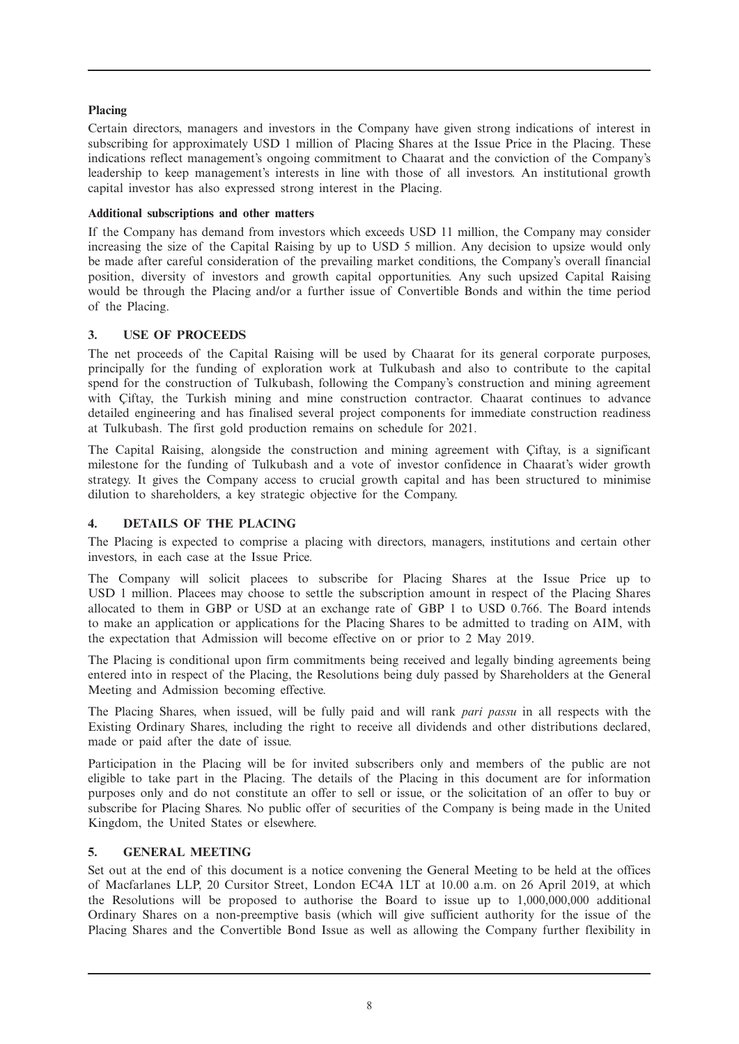**Placing**

Certain directors, managers and investors in the Company have given strong indications of interest in subscribing for approximately USD 1 million of Placing Shares at the Issue Price in the Placing. These indications reflect management's ongoing commitment to Chaarat and the conviction of the Company's leadership to keep management's interests in line with those of all investors. An institutional growth capital investor has also expressed strong interest in the Placing.

**Additional subscriptions and other matters**

If the Company has demand from investors which exceeds USD 11 million, the Company may consider increasing the size of the Capital Raising by up to USD 5 million. Any decision to upsize would only be made after careful consideration of the prevailing market conditions, the Company's overall financial position, diversity of investors and growth capital opportunities. Any such upsized Capital Raising would be through the Placing and/or a further issue of Convertible Bonds and within the time period of the Placing.

## 3. USE OF PROCEEDS

The net proceeds of the Capital Raising will be used by Chaarat for its general corporate purposes, principally for the funding of exploration work at Tulkubash and also to contribute to the capital spend for the construction of Tulkubash, following the Company's construction and mining agreement with Çiftay, the Turkish mining and mine construction contractor. Chaarat continues to advance detailed engineering and has finalised several project components for immediate construction readiness at Tulkubash. The first gold production remains on schedule for 2021.

The Capital Raising, alongside the construction and mining agreement with Çiftay, is a significant milestone for the funding of Tulkubash and a vote of investor confidence in Chaarat's wider growth strategy. It gives the Company access to crucial growth capital and has been structured to minimise dilution to shareholders, a key strategic objective for the Company.

## 4. DETAILS OF THE PLACING

The Placing is expected to comprise a placing with directors, managers, institutions and certain other investors, in each case at the Issue Price.

The Company will solicit placees to subscribe for Placing Shares at the Issue Price up to USD 1 million. Placees may choose to settle the subscription amount in respect of the Placing Shares allocated to them in GBP or USD at an exchange rate of GBP 1 to USD 0.766. The Board intends to make an application or applications for the Placing Shares to be admitted to trading on AIM, with the expectation that Admission will become effective on or prior to 2 May 2019.

The Placing is conditional upon firm commitments being received and legally binding agreements being entered into in respect of the Placing, the Resolutions being duly passed by Shareholders at the General Meeting and Admission becoming effective.

The Placing Shares, when issued, will be fully paid and will rank *pari passu* in all respects with the Existing Ordinary Shares, including the right to receive all dividends and other distributions declared, made or paid after the date of issue.

Participation in the Placing will be for invited subscribers only and members of the public are not eligible to take part in the Placing. The details of the Placing in this document are for information purposes only and do not constitute an offer to sell or issue, or the solicitation of an offer to buy or subscribe for Placing Shares. No public offer of securities of the Company is being made in the United Kingdom, the United States or elsewhere.

## 5. GENERAL MEETING

Set out at the end of this document is a notice convening the General Meeting to be held at the offices of Macfarlanes LLP, 20 Cursitor Street, London EC4A 1LT at 10.00 a.m. on 26 April 2019, at which the Resolutions will be proposed to authorise the Board to issue up to 1,000,000,000 additional Ordinary Shares on a non-preemptive basis (which will give sufficient authority for the issue of the Placing Shares and the Convertible Bond Issue as well as allowing the Company further flexibility in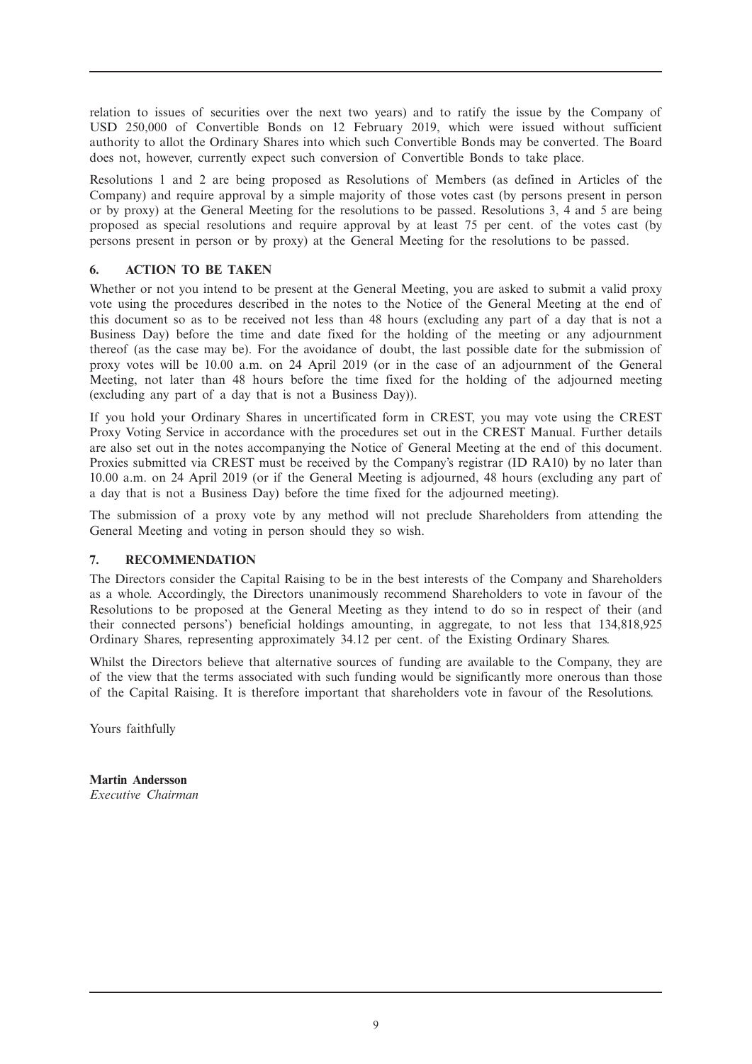relation to issues of securities over the next two years) and to ratify the issue by the Company of USD 250,000 of Convertible Bonds on 12 February 2019, which were issued without sufficient authority to allot the Ordinary Shares into which such Convertible Bonds may be converted. The Board does not, however, currently expect such conversion of Convertible Bonds to take place.

Resolutions 1 and 2 are being proposed as Resolutions of Members (as defined in Articles of the Company) and require approval by a simple majority of those votes cast (by persons present in person or by proxy) at the General Meeting for the resolutions to be passed. Resolutions 3, 4 and 5 are being proposed as special resolutions and require approval by at least 75 per cent. of the votes cast (by persons present in person or by proxy) at the General Meeting for the resolutions to be passed.

## 6. ACTION TO BE TAKEN

Whether or not you intend to be present at the General Meeting, you are asked to submit a valid proxy vote using the procedures described in the notes to the Notice of the General Meeting at the end of this document so as to be received not less than 48 hours (excluding any part of a day that is not a Business Day) before the time and date fixed for the holding of the meeting or any adjournment thereof (as the case may be). For the avoidance of doubt, the last possible date for the submission of proxy votes will be 10.00 a.m. on 24 April 2019 (or in the case of an adjournment of the General Meeting, not later than 48 hours before the time fixed for the holding of the adjourned meeting (excluding any part of a day that is not a Business Day)).

If you hold your Ordinary Shares in uncertificated form in CREST, you may vote using the CREST Proxy Voting Service in accordance with the procedures set out in the CREST Manual. Further details are also set out in the notes accompanying the Notice of General Meeting at the end of this document. Proxies submitted via CREST must be received by the Company's registrar (ID RA10) by no later than 10.00 a.m. on 24 April 2019 (or if the General Meeting is adjourned, 48 hours (excluding any part of a day that is not a Business Day) before the time fixed for the adjourned meeting).

The submission of a proxy vote by any method will not preclude Shareholders from attending the General Meeting and voting in person should they so wish.

## 7. RECOMMENDATION

The Directors consider the Capital Raising to be in the best interests of the Company and Shareholders as a whole. Accordingly, the Directors unanimously recommend Shareholders to vote in favour of the Resolutions to be proposed at the General Meeting as they intend to do so in respect of their (and their connected persons') beneficial holdings amounting, in aggregate, to not less that 134,818,925 Ordinary Shares, representing approximately 34.12 per cent. of the Existing Ordinary Shares.

Whilst the Directors believe that alternative sources of funding are available to the Company, they are of the view that the terms associated with such funding would be significantly more onerous than those of the Capital Raising. It is therefore important that shareholders vote in favour of the Resolutions.

Yours faithfully

**Martin Andersson**
*Executive Chairman*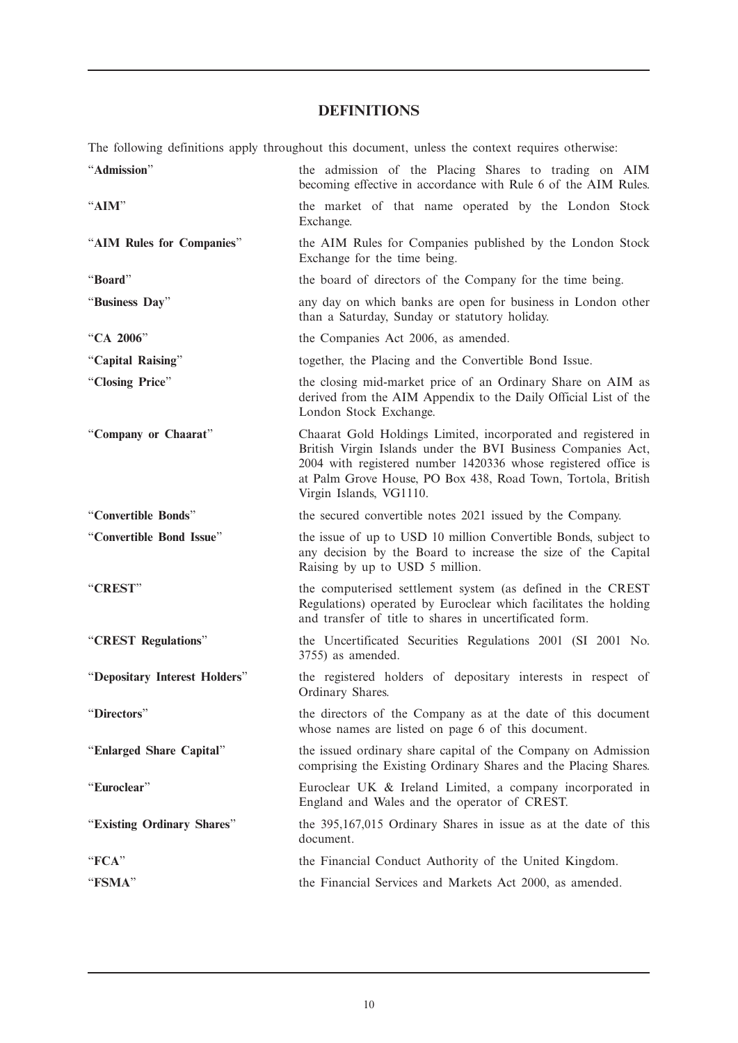## DEFINITIONS

The following definitions apply throughout this document, unless the context requires otherwise:

| | |
|---|---|
| "**Admission**" | the admission of the Placing Shares to trading on AIM becoming effective in accordance with Rule 6 of the AIM Rules. |
| "**AIM**" | the market of that name operated by the London Stock Exchange. |
| "**AIM Rules for Companies**" | the AIM Rules for Companies published by the London Stock Exchange for the time being. |
| "**Board**" | the board of directors of the Company for the time being. |
| "**Business Day**" | any day on which banks are open for business in London other than a Saturday, Sunday or statutory holiday. |
| "**CA 2006**" | the Companies Act 2006, as amended. |
| "**Capital Raising**" | together, the Placing and the Convertible Bond Issue. |
| "**Closing Price**" | the closing mid-market price of an Ordinary Share on AIM as derived from the AIM Appendix to the Daily Official List of the London Stock Exchange. |
| "**Company or Chaarat**" | Chaarat Gold Holdings Limited, incorporated and registered in British Virgin Islands under the BVI Business Companies Act, 2004 with registered number 1420336 whose registered office is at Palm Grove House, PO Box 438, Road Town, Tortola, British Virgin Islands, VG1110. |
| "**Convertible Bonds**" | the secured convertible notes 2021 issued by the Company. |
| "**Convertible Bond Issue**" | the issue of up to USD 10 million Convertible Bonds, subject to any decision by the Board to increase the size of the Capital Raising by up to USD 5 million. |
| "**CREST**" | the computerised settlement system (as defined in the CREST Regulations) operated by Euroclear which facilitates the holding and transfer of title to shares in uncertificated form. |
| "**CREST Regulations**" | the Uncertificated Securities Regulations 2001 (SI 2001 No. 3755) as amended. |
| "**Depositary Interest Holders**" | the registered holders of depositary interests in respect of Ordinary Shares. |
| "**Directors**" | the directors of the Company as at the date of this document whose names are listed on page 6 of this document. |
| "**Enlarged Share Capital**" | the issued ordinary share capital of the Company on Admission comprising the Existing Ordinary Shares and the Placing Shares. |
| "**Euroclear**" | Euroclear UK & Ireland Limited, a company incorporated in England and Wales and the operator of CREST. |
| "**Existing Ordinary Shares**" | the 395,167,015 Ordinary Shares in issue as at the date of this document. |
| "**FCA**" | the Financial Conduct Authority of the United Kingdom. |
| "**FSMA**" | the Financial Services and Markets Act 2000, as amended. |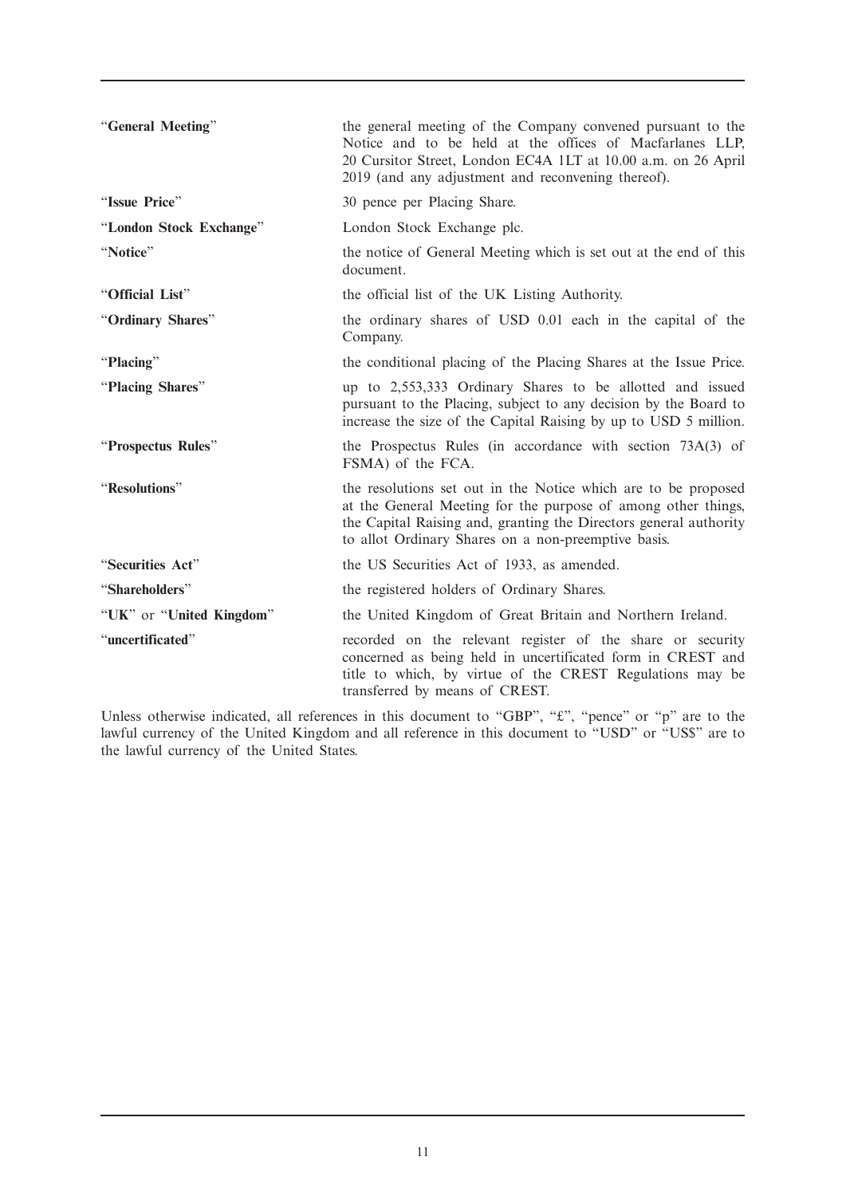| | |
|---|---|
| "**General Meeting**" | the general meeting of the Company convened pursuant to the Notice and to be held at the offices of Macfarlanes LLP, 20 Cursitor Street, London EC4A 1LT at 10.00 a.m. on 26 April 2019 (and any adjustment and reconvening thereof). |
| "**Issue Price**" | 30 pence per Placing Share. |
| "**London Stock Exchange**" | London Stock Exchange plc. |
| "**Notice**" | the notice of General Meeting which is set out at the end of this document. |
| "**Official List**" | the official list of the UK Listing Authority. |
| "**Ordinary Shares**" | the ordinary shares of USD 0.01 each in the capital of the Company. |
| "**Placing**" | the conditional placing of the Placing Shares at the Issue Price. |
| "**Placing Shares**" | up to 2,553,333 Ordinary Shares to be allotted and issued pursuant to the Placing, subject to any decision by the Board to increase the size of the Capital Raising by up to USD 5 million. |
| "**Prospectus Rules**" | the Prospectus Rules (in accordance with section 73A(3) of FSMA) of the FCA. |
| "**Resolutions**" | the resolutions set out in the Notice which are to be proposed at the General Meeting for the purpose of among other things, the Capital Raising and, granting the Directors general authority to allot Ordinary Shares on a non-preemptive basis. |
| "**Securities Act**" | the US Securities Act of 1933, as amended. |
| "**Shareholders**" | the registered holders of Ordinary Shares. |
| "**UK**" or "**United Kingdom**" | the United Kingdom of Great Britain and Northern Ireland. |
| "**uncertificated**" | recorded on the relevant register of the share or security concerned as being held in uncertificated form in CREST and title to which, by virtue of the CREST Regulations may be transferred by means of CREST. |

Unless otherwise indicated, all references in this document to "GBP", "£", "pence" or "p" are to the lawful currency of the United Kingdom and all reference in this document to "USD" or "US$" are to the lawful currency of the United States.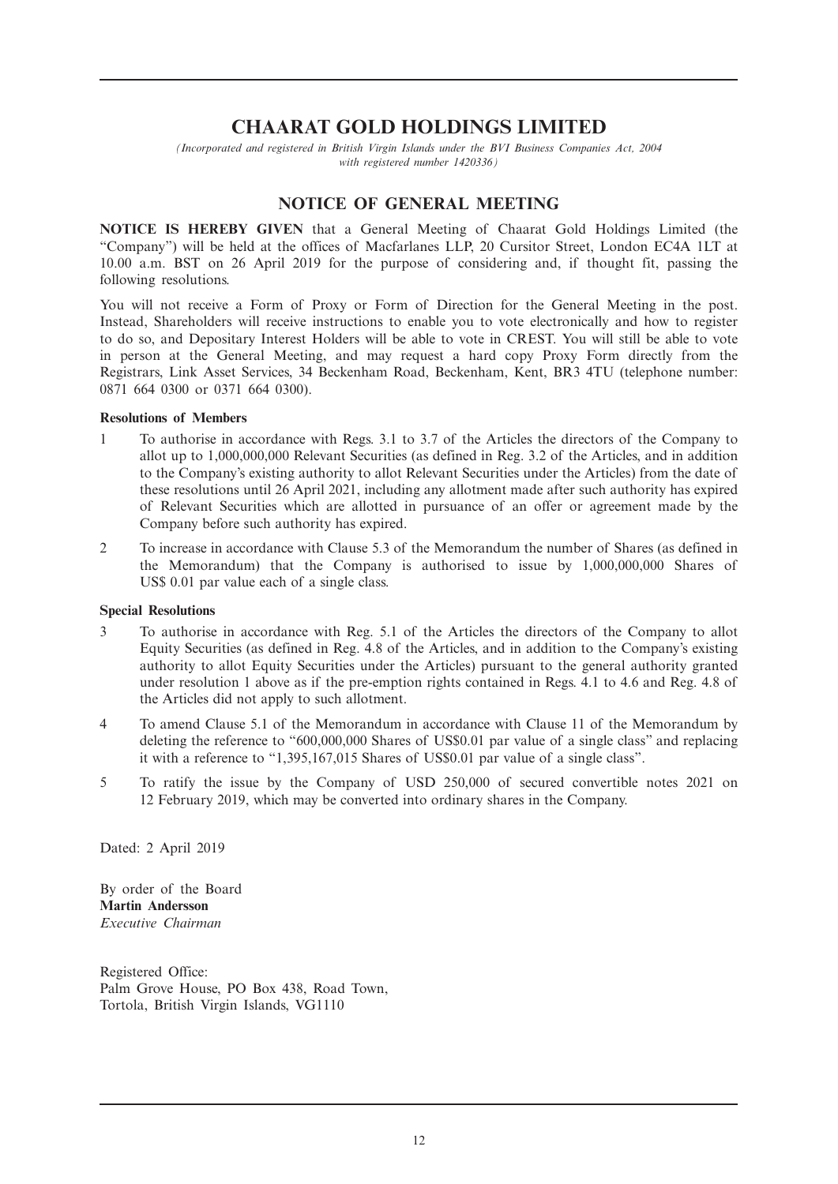# CHAARAT GOLD HOLDINGS LIMITED

*(Incorporated and registered in British Virgin Islands under the BVI Business Companies Act, 2004 with registered number 1420336)*

## NOTICE OF GENERAL MEETING

**NOTICE IS HEREBY GIVEN** that a General Meeting of Chaarat Gold Holdings Limited (the "Company") will be held at the offices of Macfarlanes LLP, 20 Cursitor Street, London EC4A 1LT at 10.00 a.m. BST on 26 April 2019 for the purpose of considering and, if thought fit, passing the following resolutions.

You will not receive a Form of Proxy or Form of Direction for the General Meeting in the post. Instead, Shareholders will receive instructions to enable you to vote electronically and how to register to do so, and Depositary Interest Holders will be able to vote in CREST. You will still be able to vote in person at the General Meeting, and may request a hard copy Proxy Form directly from the Registrars, Link Asset Services, 34 Beckenham Road, Beckenham, Kent, BR3 4TU (telephone number: 0871 664 0300 or 0371 664 0300).

**Resolutions of Members**

1 To authorise in accordance with Regs. 3.1 to 3.7 of the Articles the directors of the Company to allot up to 1,000,000,000 Relevant Securities (as defined in Reg. 3.2 of the Articles, and in addition to the Company's existing authority to allot Relevant Securities under the Articles) from the date of these resolutions until 26 April 2021, including any allotment made after such authority has expired of Relevant Securities which are allotted in pursuance of an offer or agreement made by the Company before such authority has expired.

2 To increase in accordance with Clause 5.3 of the Memorandum the number of Shares (as defined in the Memorandum) that the Company is authorised to issue by 1,000,000,000 Shares of US$ 0.01 par value each of a single class.

**Special Resolutions**

3 To authorise in accordance with Reg. 5.1 of the Articles the directors of the Company to allot Equity Securities (as defined in Reg. 4.8 of the Articles, and in addition to the Company's existing authority to allot Equity Securities under the Articles) pursuant to the general authority granted under resolution 1 above as if the pre-emption rights contained in Regs. 4.1 to 4.6 and Reg. 4.8 of the Articles did not apply to such allotment.

4 To amend Clause 5.1 of the Memorandum in accordance with Clause 11 of the Memorandum by deleting the reference to "600,000,000 Shares of US$0.01 par value of a single class" and replacing it with a reference to "1,395,167,015 Shares of US$0.01 par value of a single class".

5 To ratify the issue by the Company of USD 250,000 of secured convertible notes 2021 on 12 February 2019, which may be converted into ordinary shares in the Company.

Dated: 2 April 2019

By order of the Board
**Martin Andersson**
*Executive Chairman*

Registered Office:
Palm Grove House, PO Box 438, Road Town,
Tortola, British Virgin Islands, VG1110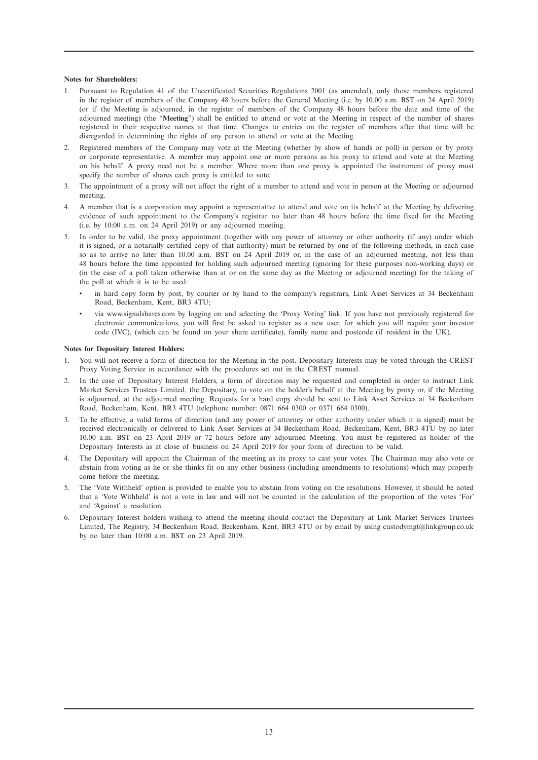**Notes for Shareholders:**

1. Pursuant to Regulation 41 of the Uncertificated Securities Regulations 2001 (as amended), only those members registered in the register of members of the Company 48 hours before the General Meeting (i.e. by 10.00 a.m. BST on 24 April 2019) (or if the Meeting is adjourned, in the register of members of the Company 48 hours before the date and time of the adjourned meeting) (the "**Meeting**") shall be entitled to attend or vote at the Meeting in respect of the number of shares registered in their respective names at that time. Changes to entries on the register of members after that time will be disregarded in determining the rights of any person to attend or vote at the Meeting.
2. Registered members of the Company may vote at the Meeting (whether by show of hands or poll) in person or by proxy or corporate representative. A member may appoint one or more persons as his proxy to attend and vote at the Meeting on his behalf. A proxy need not be a member. Where more than one proxy is appointed the instrument of proxy must specify the number of shares each proxy is entitled to vote.
3. The appointment of a proxy will not affect the right of a member to attend and vote in person at the Meeting or adjourned meeting.
4. A member that is a corporation may appoint a representative to attend and vote on its behalf at the Meeting by delivering evidence of such appointment to the Company's registrar no later than 48 hours before the time fixed for the Meeting (i.e. by 10:00 a.m. on 24 April 2019) or any adjourned meeting.
5. In order to be valid, the proxy appointment (together with any power of attorney or other authority (if any) under which it is signed, or a notarially certified copy of that authority) must be returned by one of the following methods, in each case so as to arrive no later than 10.00 a.m. BST on 24 April 2019 or, in the case of an adjourned meeting, not less than 48 hours before the time appointed for holding such adjourned meeting (ignoring for these purposes non-working days) or (in the case of a poll taken otherwise than at or on the same day as the Meeting or adjourned meeting) for the taking of the poll at which it is to be used:
   - in hard copy form by post, by courier or by hand to the company's registrars, Link Asset Services at 34 Beckenham Road, Beckenham, Kent, BR3 4TU;
   - via www.signalshares.com by logging on and selecting the 'Proxy Voting' link. If you have not previously registered for electronic communications, you will first be asked to register as a new user, for which you will require your investor code (IVC), (which can be found on your share certificate), family name and postcode (if resident in the UK).

**Notes for Depositary Interest Holders:**

1. You will not receive a form of direction for the Meeting in the post. Depositary Interests may be voted through the CREST Proxy Voting Service in accordance with the procedures set out in the CREST manual.
2. In the case of Depositary Interest Holders, a form of direction may be requested and completed in order to instruct Link Market Services Trustees Limited, the Depositary, to vote on the holder's behalf at the Meeting by proxy or, if the Meeting is adjourned, at the adjourned meeting. Requests for a hard copy should be sent to Link Asset Services at 34 Beckenham Road, Beckenham, Kent, BR3 4TU (telephone number: 0871 664 0300 or 0371 664 0300).
3. To be effective, a valid forms of direction (and any power of attorney or other authority under which it is signed) must be received electronically or delivered to Link Asset Services at 34 Beckenham Road, Beckenham, Kent, BR3 4TU by no later 10.00 a.m. BST on 23 April 2019 or 72 hours before any adjourned Meeting. You must be registered as holder of the Depositary Interests as at close of business on 24 April 2019 for your form of direction to be valid.
4. The Depositary will appoint the Chairman of the meeting as its proxy to cast your votes. The Chairman may also vote or abstain from voting as he or she thinks fit on any other business (including amendments to resolutions) which may properly come before the meeting.
5. The 'Vote Withheld' option is provided to enable you to abstain from voting on the resolutions. However, it should be noted that a 'Vote Withheld' is not a vote in law and will not be counted in the calculation of the proportion of the votes 'For' and 'Against' a resolution.
6. Depositary Interest holders wishing to attend the meeting should contact the Depositary at Link Market Services Trustees Limited, The Registry, 34 Beckenham Road, Beckenham, Kent, BR3 4TU or by email by using custodymgt@linkgroup.co.uk by no later than 10:00 a.m. BST on 23 April 2019.